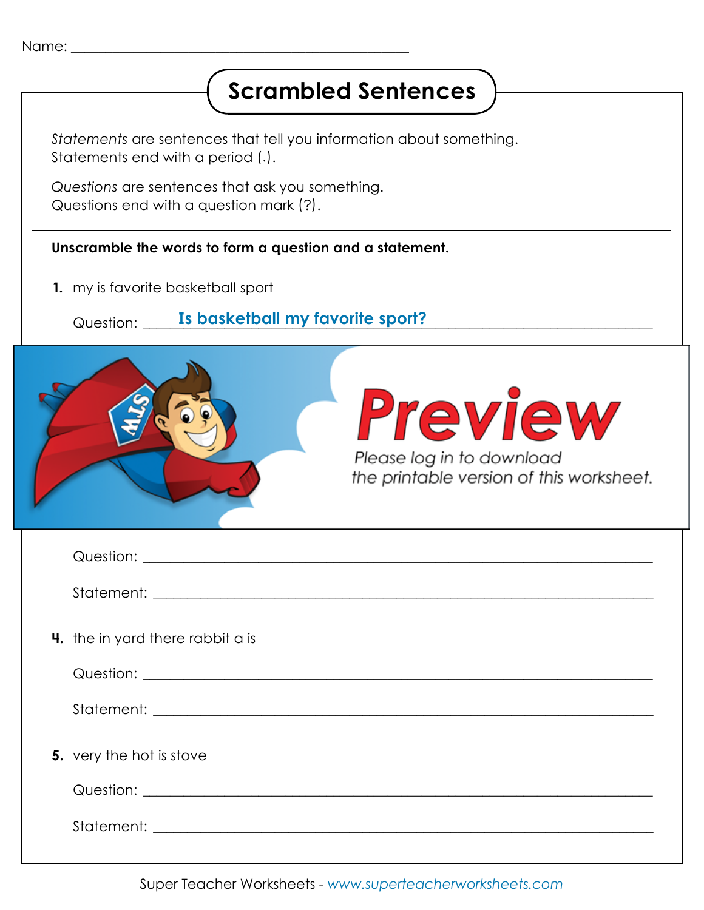Name: ______________________________________________

# Scrambled Sentences

*Statements* are sentences that tell you information about something. Statements end with a period (.).

*Questions* are sentences that ask you something. Questions end with a question mark (?).

**Unscramble the words to form a question and a statement.**

**1.** my is favorite basketball sport

Question: Is basketball my favorite sport?

Preview

Please log in to download the printable version of this worksheet.

Question: ______________________________________________

Statement: ______________________________________________

**4.** the in yard there rabbit a is

Question: ______________________________________________

Statement: ______________________________________________

**5.** very the hot is stove

Question: ______________________________________________

Statement: ______________________________________________

Super Teacher Worksheets - www.superteacherworksheets.com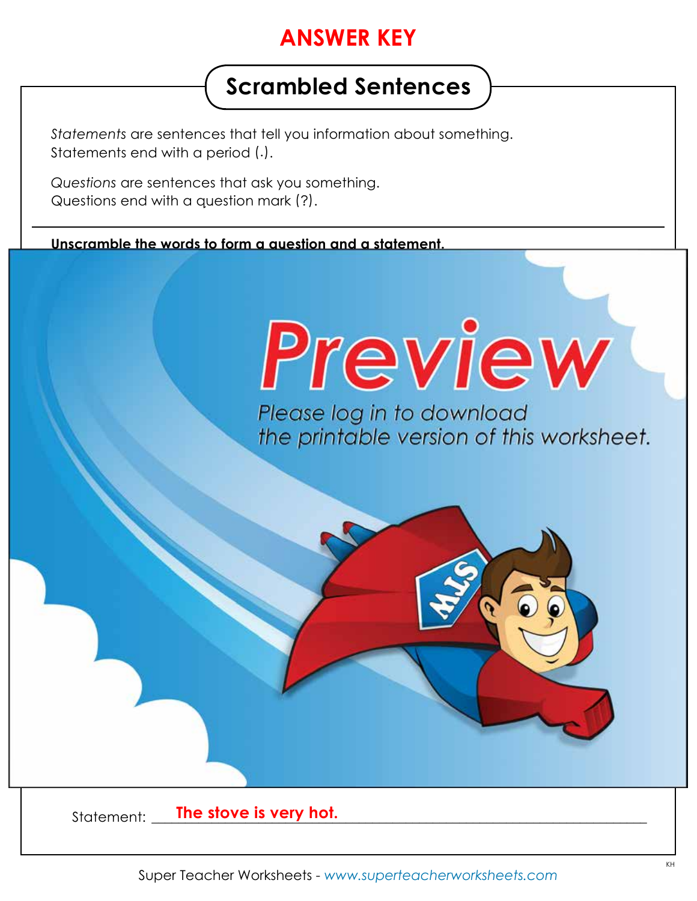# ANSWER KEY

## Scrambled Sentences

*Statements* are sentences that tell you information about something. Statements end with a period (.).

*Questions* are sentences that ask you something. Questions end with a question mark (?).

**Unscramble the words to form a question and a statement.**

Statement: The stove is very hot.